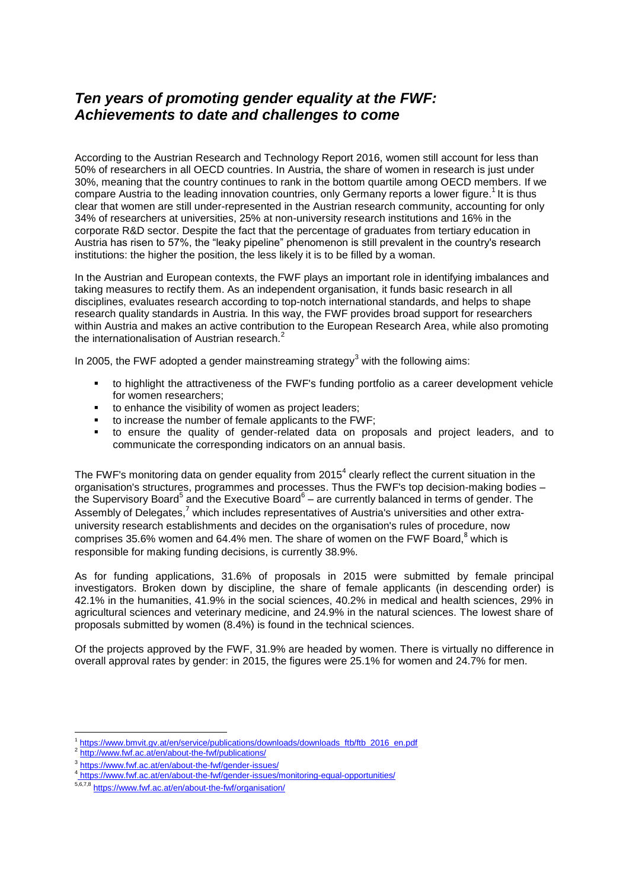# *Ten years of promoting gender equality at the FWF: Achievements to date and challenges to come*

According to the Austrian Research and Technology Report 2016, women still account for less than 50% of researchers in all OECD countries. In Austria, the share of women in research is just under 30%, meaning that the country continues to rank in the bottom quartile among OECD members. If we compare Austria to the leading innovation countries, only Germany reports a lower figure.[1] It is thus clear that women are still under-represented in the Austrian research community, accounting for only 34% of researchers at universities, 25% at non-university research institutions and 16% in the corporate R&D sector. Despite the fact that the percentage of graduates from tertiary education in Austria has risen to 57%, the "leaky pipeline" phenomenon is still prevalent in the country's research institutions: the higher the position, the less likely it is to be filled by a woman.

In the Austrian and European contexts, the FWF plays an important role in identifying imbalances and taking measures to rectify them. As an independent organisation, it funds basic research in all disciplines, evaluates research according to top-notch international standards, and helps to shape research quality standards in Austria. In this way, the FWF provides broad support for researchers within Austria and makes an active contribution to the European Research Area, while also promoting the internationalisation of Austrian research.[2]

In 2005, the FWF adopted a gender mainstreaming strategy[3] with the following aims:

- to highlight the attractiveness of the FWF's funding portfolio as a career development vehicle for women researchers;
- to enhance the visibility of women as project leaders;
- to increase the number of female applicants to the FWF;
- to ensure the quality of gender-related data on proposals and project leaders, and to communicate the corresponding indicators on an annual basis.

The FWF's monitoring data on gender equality from 2015[4] clearly reflect the current situation in the organisation's structures, programmes and processes. Thus the FWF's top decision-making bodies – the Supervisory Board[5] and the Executive Board[6] – are currently balanced in terms of gender. The Assembly of Delegates,[7] which includes representatives of Austria's universities and other extra-university research establishments and decides on the organisation's rules of procedure, now comprises 35.6% women and 64.4% men. The share of women on the FWF Board,[8] which is responsible for making funding decisions, is currently 38.9%.

As for funding applications, 31.6% of proposals in 2015 were submitted by female principal investigators. Broken down by discipline, the share of female applicants (in descending order) is 42.1% in the humanities, 41.9% in the social sciences, 40.2% in medical and health sciences, 29% in agricultural sciences and veterinary medicine, and 24.9% in the natural sciences. The lowest share of proposals submitted by women (8.4%) is found in the technical sciences.

Of the projects approved by the FWF, 31.9% are headed by women. There is virtually no difference in overall approval rates by gender: in 2015, the figures were 25.1% for women and 24.7% for men.

---

[1] https://www.bmvit.gv.at/en/service/publications/downloads/downloads_ftb/ftb_2016_en.pdf

[2] http://www.fwf.ac.at/en/about-the-fwf/publications/

[3] https://www.fwf.ac.at/en/about-the-fwf/gender-issues/

[4] https://www.fwf.ac.at/en/about-the-fwf/gender-issues/monitoring-equal-opportunities/

[5,6,7,8] https://www.fwf.ac.at/en/about-the-fwf/organisation/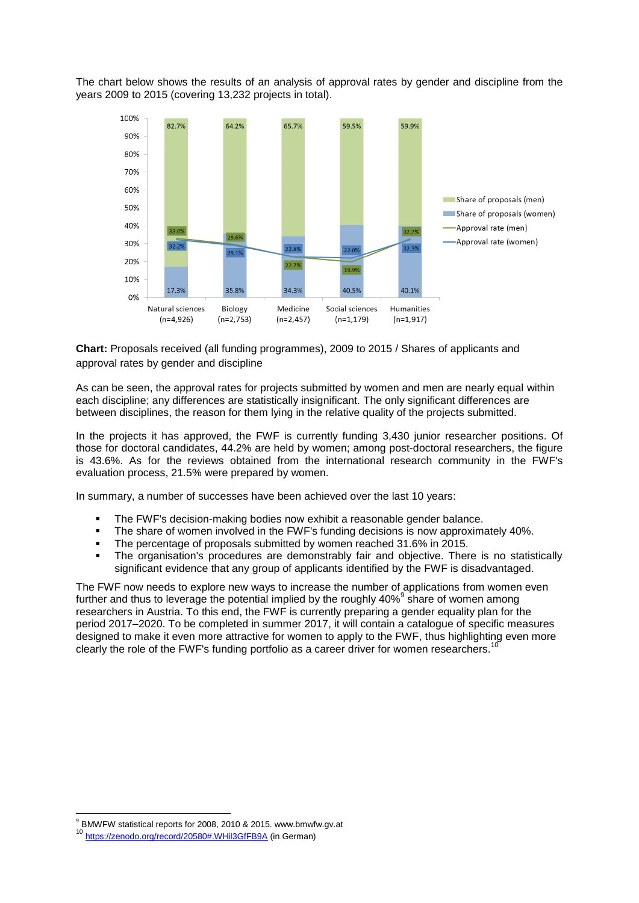The chart below shows the results of an analysis of approval rates by gender and discipline from the years 2009 to 2015 (covering 13,232 projects in total).

100%
90%
80%
70%
60%
50%
40%
30%
20%
10%
0%

Natural sciences (n=4,926): 82.7%, 33.0%, 32.2%, 17.3%
Biology (n=2,753): 64.2%, 29.6%, 29.1%, 35.8%
Medicine (n=2,457): 65.7%, 22.8%, 22.7%, 34.3%
Social sciences (n=1,179): 59.5%, 22.0%, 19.9%, 40.5%
Humanities (n=1,917): 59.9%, 32.7%, 32.3%, 40.1%

Share of proposals (men)
Share of proposals (women)
Approval rate (men)
Approval rate (women)

**Chart:** Proposals received (all funding programmes), 2009 to 2015 / Shares of applicants and approval rates by gender and discipline

As can be seen, the approval rates for projects submitted by women and men are nearly equal within each discipline; any differences are statistically insignificant. The only significant differences are between disciplines, the reason for them lying in the relative quality of the projects submitted.

In the projects it has approved, the FWF is currently funding 3,430 junior researcher positions. Of those for doctoral candidates, 44.2% are held by women; among post-doctoral researchers, the figure is 43.6%. As for the reviews obtained from the international research community in the FWF's evaluation process, 21.5% were prepared by women.

In summary, a number of successes have been achieved over the last 10 years:

- The FWF's decision-making bodies now exhibit a reasonable gender balance.
- The share of women involved in the FWF's funding decisions is now approximately 40%.
- The percentage of proposals submitted by women reached 31.6% in 2015.
- The organisation's procedures are demonstrably fair and objective. There is no statistically significant evidence that any group of applicants identified by the FWF is disadvantaged.

The FWF now needs to explore new ways to increase the number of applications from women even further and thus to leverage the potential implied by the roughly 40%[9] share of women among researchers in Austria. To this end, the FWF is currently preparing a gender equality plan for the period 2017–2020. To be completed in summer 2017, it will contain a catalogue of specific measures designed to make it even more attractive for women to apply to the FWF, thus highlighting even more clearly the role of the FWF's funding portfolio as a career driver for women researchers.[10]

[9] BMWFW statistical reports for 2008, 2010 & 2015. www.bmwfw.gv.at

[10] https://zenodo.org/record/20580#.WHil3GfFB9A (in German)